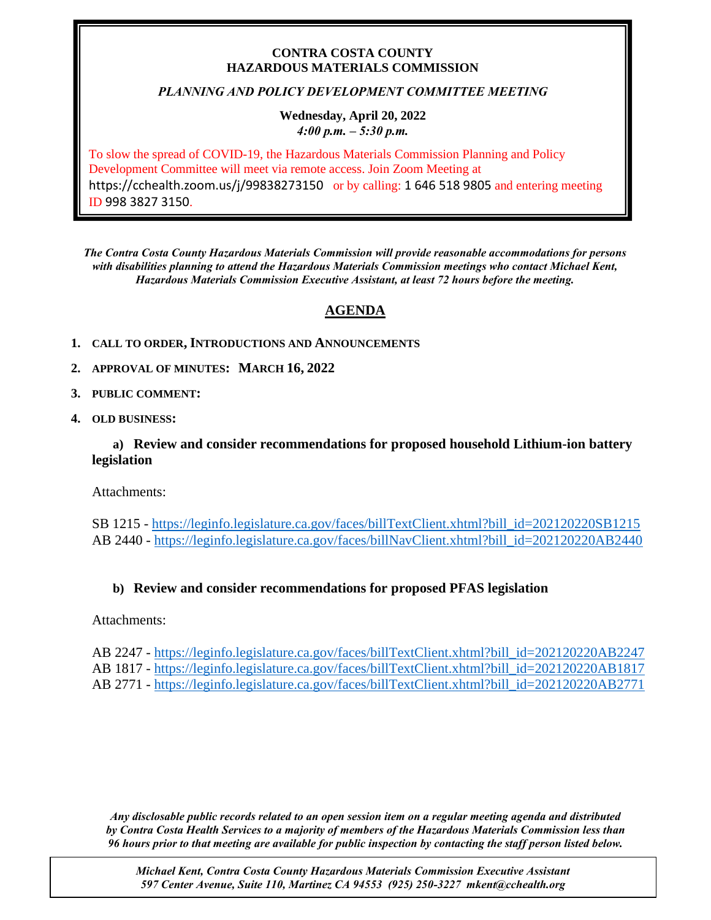**CONTRA COSTA COUNTY**
**HAZARDOUS MATERIALS COMMISSION**

***PLANNING AND POLICY DEVELOPMENT COMMITTEE MEETING***

**Wednesday, April 20, 2022**
***4:00 p.m. – 5:30 p.m.***

To slow the spread of COVID-19, the Hazardous Materials Commission Planning and Policy Development Committee will meet via remote access. Join Zoom Meeting at https://cchealth.zoom.us/j/99838273150 or by calling: 1 646 518 9805 and entering meeting ID 998 3827 3150.

***The Contra Costa County Hazardous Materials Commission will provide reasonable accommodations for persons with disabilities planning to attend the Hazardous Materials Commission meetings who contact Michael Kent, Hazardous Materials Commission Executive Assistant, at least 72 hours before the meeting.***

## AGENDA

1. **CALL TO ORDER, INTRODUCTIONS AND ANNOUNCEMENTS**
2. **APPROVAL OF MINUTES: MARCH 16, 2022**
3. **PUBLIC COMMENT:**
4. **OLD BUSINESS:**

   **a) Review and consider recommendations for proposed household Lithium-ion battery legislation**

   Attachments:

   SB 1215 - https://leginfo.legislature.ca.gov/faces/billTextClient.xhtml?bill_id=202120220SB1215
   AB 2440 - https://leginfo.legislature.ca.gov/faces/billNavClient.xhtml?bill_id=202120220AB2440

   **b) Review and consider recommendations for proposed PFAS legislation**

   Attachments:

   AB 2247 - https://leginfo.legislature.ca.gov/faces/billTextClient.xhtml?bill_id=202120220AB2247
   AB 1817 - https://leginfo.legislature.ca.gov/faces/billTextClient.xhtml?bill_id=202120220AB1817
   AB 2771 - https://leginfo.legislature.ca.gov/faces/billTextClient.xhtml?bill_id=202120220AB2771

***Any disclosable public records related to an open session item on a regular meeting agenda and distributed by Contra Costa Health Services to a majority of members of the Hazardous Materials Commission less than 96 hours prior to that meeting are available for public inspection by contacting the staff person listed below.***

*Michael Kent, Contra Costa County Hazardous Materials Commission Executive Assistant*
*597 Center Avenue, Suite 110, Martinez CA 94553 (925) 250-3227 mkent@cchealth.org*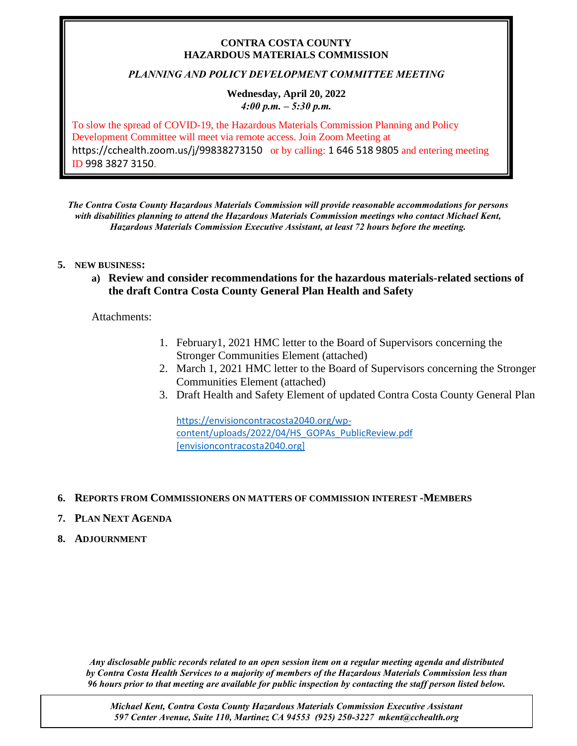**CONTRA COSTA COUNTY**
**HAZARDOUS MATERIALS COMMISSION**

***PLANNING AND POLICY DEVELOPMENT COMMITTEE MEETING***

**Wednesday, April 20, 2022**
***4:00 p.m. – 5:30 p.m.***

To slow the spread of COVID-19, the Hazardous Materials Commission Planning and Policy Development Committee will meet via remote access. Join Zoom Meeting at https://cchealth.zoom.us/j/99838273150 or by calling: 1 646 518 9805 and entering meeting ID 998 3827 3150.

***The Contra Costa County Hazardous Materials Commission will provide reasonable accommodations for persons with disabilities planning to attend the Hazardous Materials Commission meetings who contact Michael Kent, Hazardous Materials Commission Executive Assistant, at least 72 hours before the meeting.***

**5. NEW BUSINESS:**

**a) Review and consider recommendations for the hazardous materials-related sections of the draft Contra Costa County General Plan Health and Safety**

Attachments:

1. February1, 2021 HMC letter to the Board of Supervisors concerning the Stronger Communities Element (attached)
2. March 1, 2021 HMC letter to the Board of Supervisors concerning the Stronger Communities Element (attached)
3. Draft Health and Safety Element of updated Contra Costa County General Plan

   https://envisioncontracosta2040.org/wp-content/uploads/2022/04/HS_GOPAs_PublicReview.pdf [envisioncontracosta2040.org]

**6. REPORTS FROM COMMISSIONERS ON MATTERS OF COMMISSION INTEREST -MEMBERS**

**7. PLAN NEXT AGENDA**

**8. ADJOURNMENT**

***Any disclosable public records related to an open session item on a regular meeting agenda and distributed by Contra Costa Health Services to a majority of members of the Hazardous Materials Commission less than 96 hours prior to that meeting are available for public inspection by contacting the staff person listed below.***

***Michael Kent, Contra Costa County Hazardous Materials Commission Executive Assistant***
***597 Center Avenue, Suite 110, Martinez CA 94553 (925) 250-3227 mkent@cchealth.org***